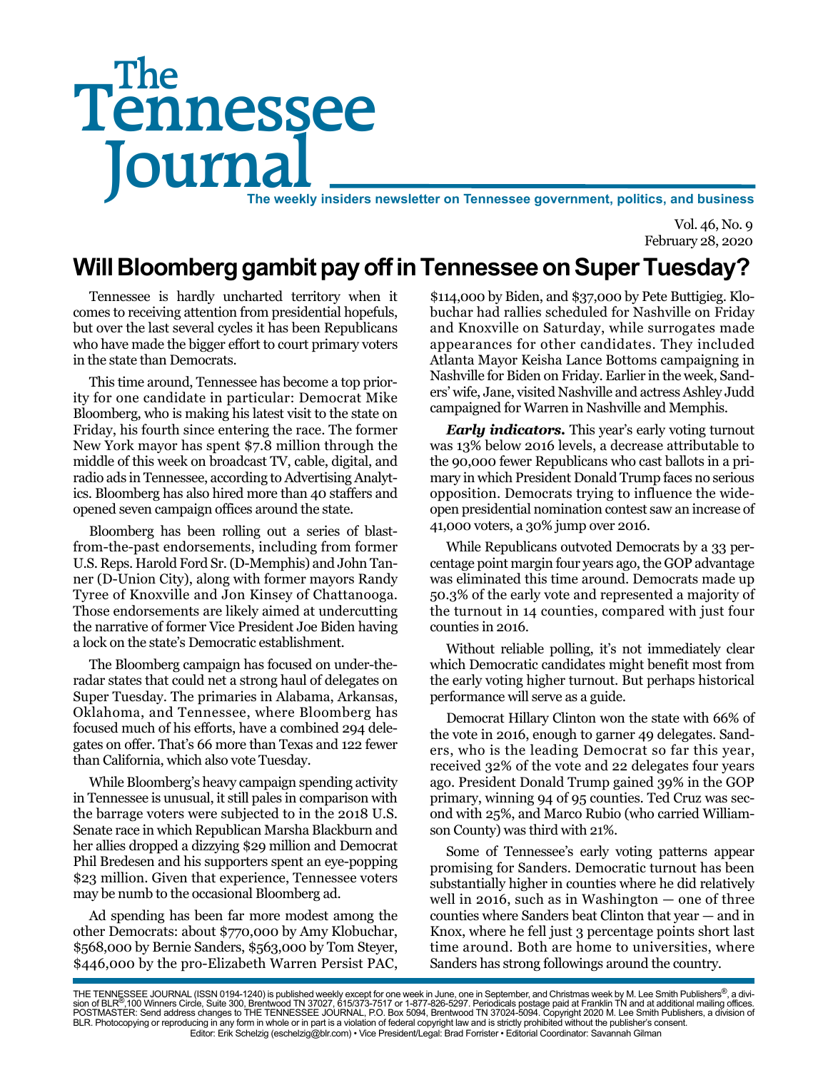# The Tennessee Journal

**The weekly insiders newsletter on Tennessee government, politics, and business**

Vol. 46, No. 9
February 28, 2020

## Will Bloomberg gambit pay off in Tennessee on Super Tuesday?

Tennessee is hardly uncharted territory when it comes to receiving attention from presidential hopefuls, but over the last several cycles it has been Republicans who have made the bigger effort to court primary voters in the state than Democrats.

This time around, Tennessee has become a top priority for one candidate in particular: Democrat Mike Bloomberg, who is making his latest visit to the state on Friday, his fourth since entering the race. The former New York mayor has spent $7.8 million through the middle of this week on broadcast TV, cable, digital, and radio ads in Tennessee, according to Advertising Analytics. Bloomberg has also hired more than 40 staffers and opened seven campaign offices around the state.

Bloomberg has been rolling out a series of blast-from-the-past endorsements, including from former U.S. Reps. Harold Ford Sr. (D-Memphis) and John Tanner (D-Union City), along with former mayors Randy Tyree of Knoxville and Jon Kinsey of Chattanooga. Those endorsements are likely aimed at undercutting the narrative of former Vice President Joe Biden having a lock on the state's Democratic establishment.

The Bloomberg campaign has focused on under-the-radar states that could net a strong haul of delegates on Super Tuesday. The primaries in Alabama, Arkansas, Oklahoma, and Tennessee, where Bloomberg has focused much of his efforts, have a combined 294 delegates on offer. That's 66 more than Texas and 122 fewer than California, which also vote Tuesday.

While Bloomberg's heavy campaign spending activity in Tennessee is unusual, it still pales in comparison with the barrage voters were subjected to in the 2018 U.S. Senate race in which Republican Marsha Blackburn and her allies dropped a dizzying $29 million and Democrat Phil Bredesen and his supporters spent an eye-popping $23 million. Given that experience, Tennessee voters may be numb to the occasional Bloomberg ad.

Ad spending has been far more modest among the other Democrats: about $770,000 by Amy Klobuchar, $568,000 by Bernie Sanders, $563,000 by Tom Steyer, $446,000 by the pro-Elizabeth Warren Persist PAC, $114,000 by Biden, and $37,000 by Pete Buttigieg. Klobuchar had rallies scheduled for Nashville on Friday and Knoxville on Saturday, while surrogates made appearances for other candidates. They included Atlanta Mayor Keisha Lance Bottoms campaigning in Nashville for Biden on Friday. Earlier in the week, Sanders' wife, Jane, visited Nashville and actress Ashley Judd campaigned for Warren in Nashville and Memphis.

***Early indicators.*** This year's early voting turnout was 13% below 2016 levels, a decrease attributable to the 90,000 fewer Republicans who cast ballots in a primary in which President Donald Trump faces no serious opposition. Democrats trying to influence the wide-open presidential nomination contest saw an increase of 41,000 voters, a 30% jump over 2016.

While Republicans outvoted Democrats by a 33 percentage point margin four years ago, the GOP advantage was eliminated this time around. Democrats made up 50.3% of the early vote and represented a majority of the turnout in 14 counties, compared with just four counties in 2016.

Without reliable polling, it's not immediately clear which Democratic candidates might benefit most from the early voting higher turnout. But perhaps historical performance will serve as a guide.

Democrat Hillary Clinton won the state with 66% of the vote in 2016, enough to garner 49 delegates. Sanders, who is the leading Democrat so far this year, received 32% of the vote and 22 delegates four years ago. President Donald Trump gained 39% in the GOP primary, winning 94 of 95 counties. Ted Cruz was second with 25%, and Marco Rubio (who carried Williamson County) was third with 21%.

Some of Tennessee's early voting patterns appear promising for Sanders. Democratic turnout has been substantially higher in counties where he did relatively well in 2016, such as in Washington — one of three counties where Sanders beat Clinton that year — and in Knox, where he fell just 3 percentage points short last time around. Both are home to universities, where Sanders has strong followings around the country.

THE TENNESSEE JOURNAL (ISSN 0194-1240) is published weekly except for one week in June, one in September, and Christmas week by M. Lee Smith Publishers®, a division of BLR®,100 Winners Circle, Suite 300, Brentwood TN 37027, 615/373-7517 or 1-877-826-5297. Periodicals postage paid at Franklin TN and at additional mailing offices. POSTMASTER: Send address changes to THE TENNESSEE JOURNAL, P.O. Box 5094, Brentwood TN 37024-5094. Copyright 2020 M. Lee Smith Publishers, a division of BLR. Photocopying or reproducing in any form in whole or in part is a violation of federal copyright law and is strictly prohibited without the publisher's consent.
Editor: Erik Schelzig (eschelzig@blr.com) • Vice President/Legal: Brad Forrister • Editorial Coordinator: Savannah Gilman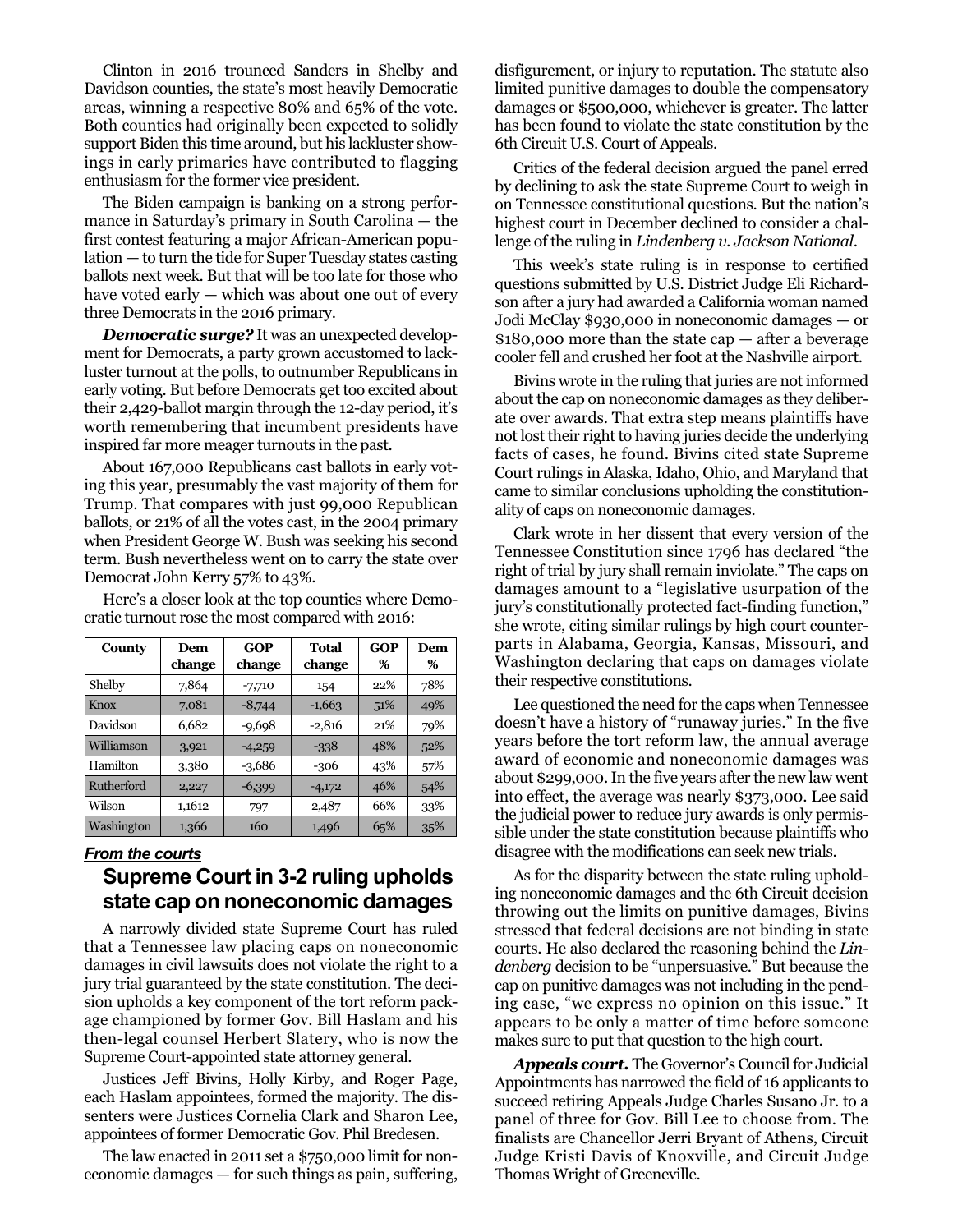Clinton in 2016 trounced Sanders in Shelby and Davidson counties, the state's most heavily Democratic areas, winning a respective 80% and 65% of the vote. Both counties had originally been expected to solidly support Biden this time around, but his lackluster showings in early primaries have contributed to flagging enthusiasm for the former vice president.

The Biden campaign is banking on a strong performance in Saturday's primary in South Carolina — the first contest featuring a major African-American population — to turn the tide for Super Tuesday states casting ballots next week. But that will be too late for those who have voted early — which was about one out of every three Democrats in the 2016 primary.

***Democratic surge?*** It was an unexpected development for Democrats, a party grown accustomed to lackluster turnout at the polls, to outnumber Republicans in early voting. But before Democrats get too excited about their 2,429-ballot margin through the 12-day period, it's worth remembering that incumbent presidents have inspired far more meager turnouts in the past.

About 167,000 Republicans cast ballots in early voting this year, presumably the vast majority of them for Trump. That compares with just 99,000 Republican ballots, or 21% of all the votes cast, in the 2004 primary when President George W. Bush was seeking his second term. Bush nevertheless went on to carry the state over Democrat John Kerry 57% to 43%.

Here's a closer look at the top counties where Democratic turnout rose the most compared with 2016:

| County | Dem change | GOP change | Total change | GOP % | Dem % |
|---|---|---|---|---|---|
| Shelby | 7,864 | -7,710 | 154 | 22% | 78% |
| Knox | 7,081 | -8,744 | -1,663 | 51% | 49% |
| Davidson | 6,682 | -9,698 | -2,816 | 21% | 79% |
| Williamson | 3,921 | -4,259 | -338 | 48% | 52% |
| Hamilton | 3,380 | -3,686 | -306 | 43% | 57% |
| Rutherford | 2,227 | -6,399 | -4,172 | 46% | 54% |
| Wilson | 1,1612 | 797 | 2,487 | 66% | 33% |
| Washington | 1,366 | 160 | 1,496 | 65% | 35% |

***From the courts***

## Supreme Court in 3-2 ruling upholds state cap on noneconomic damages

A narrowly divided state Supreme Court has ruled that a Tennessee law placing caps on noneconomic damages in civil lawsuits does not violate the right to a jury trial guaranteed by the state constitution. The decision upholds a key component of the tort reform package championed by former Gov. Bill Haslam and his then-legal counsel Herbert Slatery, who is now the Supreme Court-appointed state attorney general.

Justices Jeff Bivins, Holly Kirby, and Roger Page, each Haslam appointees, formed the majority. The dissenters were Justices Cornelia Clark and Sharon Lee, appointees of former Democratic Gov. Phil Bredesen.

The law enacted in 2011 set a $750,000 limit for noneconomic damages — for such things as pain, suffering, disfigurement, or injury to reputation. The statute also limited punitive damages to double the compensatory damages or $500,000, whichever is greater. The latter has been found to violate the state constitution by the 6th Circuit U.S. Court of Appeals.

Critics of the federal decision argued the panel erred by declining to ask the state Supreme Court to weigh in on Tennessee constitutional questions. But the nation's highest court in December declined to consider a challenge of the ruling in *Lindenberg v. Jackson National*.

This week's state ruling is in response to certified questions submitted by U.S. District Judge Eli Richardson after a jury had awarded a California woman named Jodi McClay $930,000 in noneconomic damages — or $180,000 more than the state cap — after a beverage cooler fell and crushed her foot at the Nashville airport.

Bivins wrote in the ruling that juries are not informed about the cap on noneconomic damages as they deliberate over awards. That extra step means plaintiffs have not lost their right to having juries decide the underlying facts of cases, he found. Bivins cited state Supreme Court rulings in Alaska, Idaho, Ohio, and Maryland that came to similar conclusions upholding the constitutionality of caps on noneconomic damages.

Clark wrote in her dissent that every version of the Tennessee Constitution since 1796 has declared "the right of trial by jury shall remain inviolate." The caps on damages amount to a "legislative usurpation of the jury's constitutionally protected fact-finding function," she wrote, citing similar rulings by high court counterparts in Alabama, Georgia, Kansas, Missouri, and Washington declaring that caps on damages violate their respective constitutions.

Lee questioned the need for the caps when Tennessee doesn't have a history of "runaway juries." In the five years before the tort reform law, the annual average award of economic and noneconomic damages was about $299,000. In the five years after the new law went into effect, the average was nearly $373,000. Lee said the judicial power to reduce jury awards is only permissible under the state constitution because plaintiffs who disagree with the modifications can seek new trials.

As for the disparity between the state ruling upholding noneconomic damages and the 6th Circuit decision throwing out the limits on punitive damages, Bivins stressed that federal decisions are not binding in state courts. He also declared the reasoning behind the *Lindenberg* decision to be "unpersuasive." But because the cap on punitive damages was not including in the pending case, "we express no opinion on this issue." It appears to be only a matter of time before someone makes sure to put that question to the high court.

***Appeals court.*** The Governor's Council for Judicial Appointments has narrowed the field of 16 applicants to succeed retiring Appeals Judge Charles Susano Jr. to a panel of three for Gov. Bill Lee to choose from. The finalists are Chancellor Jerri Bryant of Athens, Circuit Judge Kristi Davis of Knoxville, and Circuit Judge Thomas Wright of Greeneville.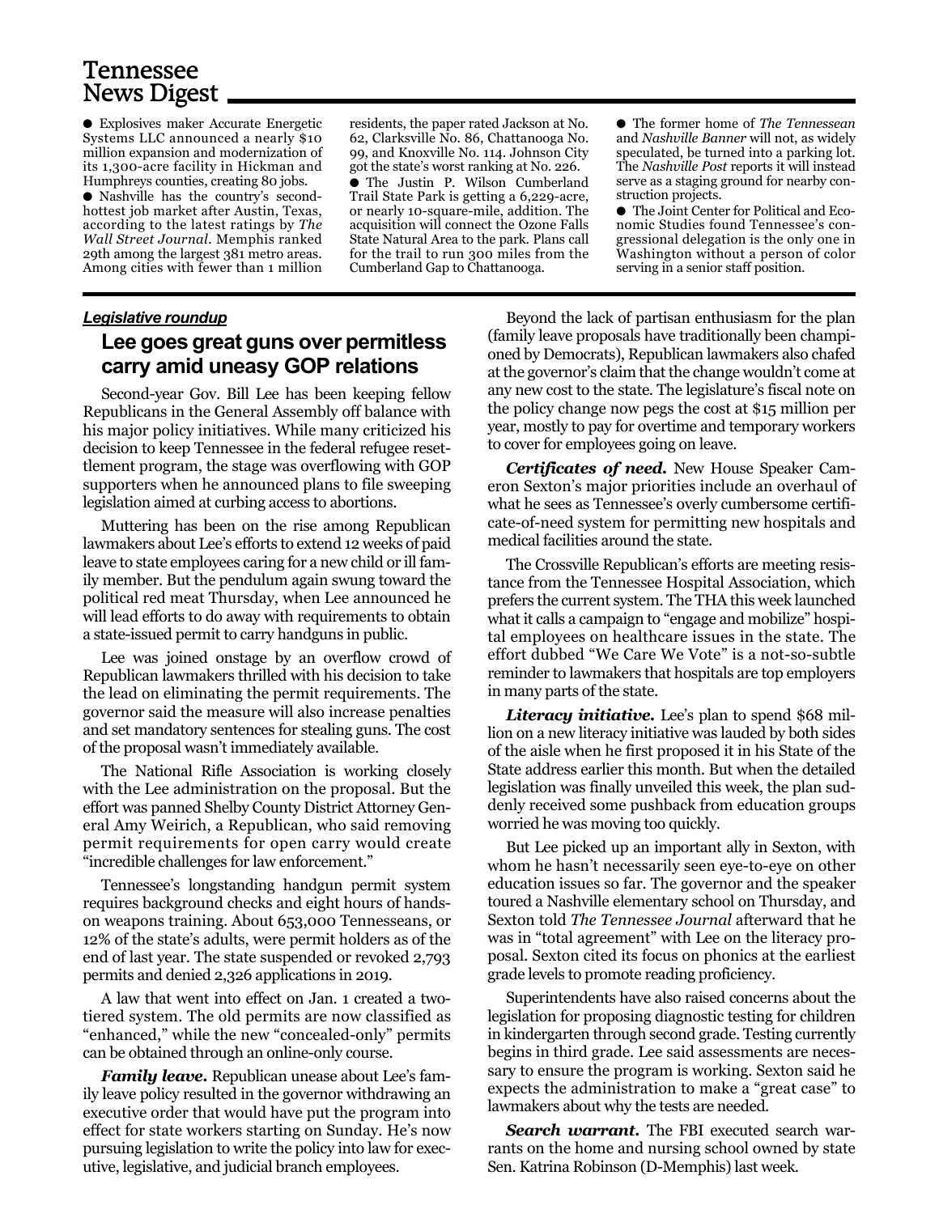# Tennessee News Digest

- Explosives maker Accurate Energetic Systems LLC announced a nearly $10 million expansion and modernization of its 1,300-acre facility in Hickman and Humphreys counties, creating 80 jobs.
- Nashville has the country's second-hottest job market after Austin, Texas, according to the latest ratings by *The Wall Street Journal*. Memphis ranked 29th among the largest 381 metro areas. Among cities with fewer than 1 million residents, the paper rated Jackson at No. 62, Clarksville No. 86, Chattanooga No. 99, and Knoxville No. 114. Johnson City got the state's worst ranking at No. 226.
- The Justin P. Wilson Cumberland Trail State Park is getting a 6,229-acre, or nearly 10-square-mile, addition. The acquisition will connect the Ozone Falls State Natural Area to the park. Plans call for the trail to run 300 miles from the Cumberland Gap to Chattanooga.
- The former home of *The Tennessean* and *Nashville Banner* will not, as widely speculated, be turned into a parking lot. The *Nashville Post* reports it will instead serve as a staging ground for nearby construction projects.
- The Joint Center for Political and Economic Studies found Tennessee's congressional delegation is the only one in Washington without a person of color serving in a senior staff position.

***Legislative roundup***

## Lee goes great guns over permitless carry amid uneasy GOP relations

Second-year Gov. Bill Lee has been keeping fellow Republicans in the General Assembly off balance with his major policy initiatives. While many criticized his decision to keep Tennessee in the federal refugee resettlement program, the stage was overflowing with GOP supporters when he announced plans to file sweeping legislation aimed at curbing access to abortions.

Muttering has been on the rise among Republican lawmakers about Lee's efforts to extend 12 weeks of paid leave to state employees caring for a new child or ill family member. But the pendulum again swung toward the political red meat Thursday, when Lee announced he will lead efforts to do away with requirements to obtain a state-issued permit to carry handguns in public.

Lee was joined onstage by an overflow crowd of Republican lawmakers thrilled with his decision to take the lead on eliminating the permit requirements. The governor said the measure will also increase penalties and set mandatory sentences for stealing guns. The cost of the proposal wasn't immediately available.

The National Rifle Association is working closely with the Lee administration on the proposal. But the effort was panned Shelby County District Attorney General Amy Weirich, a Republican, who said removing permit requirements for open carry would create "incredible challenges for law enforcement."

Tennessee's longstanding handgun permit system requires background checks and eight hours of hands-on weapons training. About 653,000 Tennesseans, or 12% of the state's adults, were permit holders as of the end of last year. The state suspended or revoked 2,793 permits and denied 2,326 applications in 2019.

A law that went into effect on Jan. 1 created a two-tiered system. The old permits are now classified as "enhanced," while the new "concealed-only" permits can be obtained through an online-only course.

***Family leave.*** Republican unease about Lee's family leave policy resulted in the governor withdrawing an executive order that would have put the program into effect for state workers starting on Sunday. He's now pursuing legislation to write the policy into law for executive, legislative, and judicial branch employees.

Beyond the lack of partisan enthusiasm for the plan (family leave proposals have traditionally been championed by Democrats), Republican lawmakers also chafed at the governor's claim that the change wouldn't come at any new cost to the state. The legislature's fiscal note on the policy change now pegs the cost at $15 million per year, mostly to pay for overtime and temporary workers to cover for employees going on leave.

***Certificates of need.*** New House Speaker Cameron Sexton's major priorities include an overhaul of what he sees as Tennessee's overly cumbersome certificate-of-need system for permitting new hospitals and medical facilities around the state.

The Crossville Republican's efforts are meeting resistance from the Tennessee Hospital Association, which prefers the current system. The THA this week launched what it calls a campaign to "engage and mobilize" hospital employees on healthcare issues in the state. The effort dubbed "We Care We Vote" is a not-so-subtle reminder to lawmakers that hospitals are top employers in many parts of the state.

***Literacy initiative.*** Lee's plan to spend $68 million on a new literacy initiative was lauded by both sides of the aisle when he first proposed it in his State of the State address earlier this month. But when the detailed legislation was finally unveiled this week, the plan suddenly received some pushback from education groups worried he was moving too quickly.

But Lee picked up an important ally in Sexton, with whom he hasn't necessarily seen eye-to-eye on other education issues so far. The governor and the speaker toured a Nashville elementary school on Thursday, and Sexton told *The Tennessee Journal* afterward that he was in "total agreement" with Lee on the literacy proposal. Sexton cited its focus on phonics at the earliest grade levels to promote reading proficiency.

Superintendents have also raised concerns about the legislation for proposing diagnostic testing for children in kindergarten through second grade. Testing currently begins in third grade. Lee said assessments are necessary to ensure the program is working. Sexton said he expects the administration to make a "great case" to lawmakers about why the tests are needed.

***Search warrant.*** The FBI executed search warrants on the home and nursing school owned by state Sen. Katrina Robinson (D-Memphis) last week.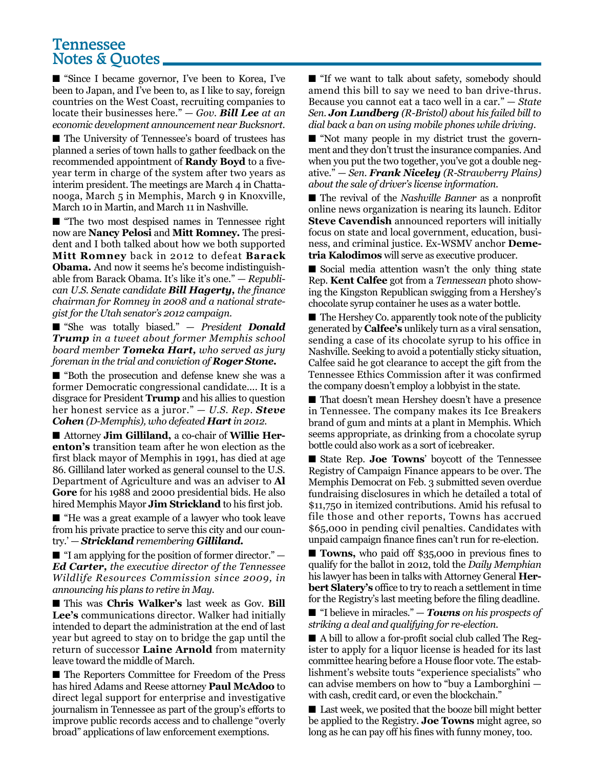# Tennessee Notes & Quotes

■ "Since I became governor, I've been to Korea, I've been to Japan, and I've been to, as I like to say, foreign countries on the West Coast, recruiting companies to locate their businesses here." — *Gov. **Bill Lee** at an economic development announcement near Bucksnort.*

■ The University of Tennessee's board of trustees has planned a series of town halls to gather feedback on the recommended appointment of **Randy Boyd** to a five-year term in charge of the system after two years as interim president. The meetings are March 4 in Chattanooga, March 5 in Memphis, March 9 in Knoxville, March 10 in Martin, and March 11 in Nashville.

■ "The two most despised names in Tennessee right now are **Nancy Pelosi** and **Mitt Romney.** The president and I both talked about how we both supported **Mitt Romney** back in 2012 to defeat **Barack Obama.** And now it seems he's become indistinguishable from Barack Obama. It's like it's one." — *Republican U.S. Senate candidate **Bill Hagerty,** the finance chairman for Romney in 2008 and a national strategist for the Utah senator's 2012 campaign.*

■ "She was totally biased." — *President **Donald Trump** in a tweet about former Memphis school board member **Tomeka Hart,** who served as jury foreman in the trial and conviction of **Roger Stone.***

■ "Both the prosecution and defense knew she was a former Democratic congressional candidate.... It is a disgrace for President **Trump** and his allies to question her honest service as a juror." — *U.S. Rep. **Steve Cohen** (D-Memphis), who defeated **Hart** in 2012.*

■ Attorney **Jim Gilliland,** a co-chair of **Willie Herenton's** transition team after he won election as the first black mayor of Memphis in 1991, has died at age 86. Gilliland later worked as general counsel to the U.S. Department of Agriculture and was an adviser to **Al Gore** for his 1988 and 2000 presidential bids. He also hired Memphis Mayor **Jim Strickland** to his first job.

■ "He was a great example of a lawyer who took leave from his private practice to serve this city and our country.' — ***Strickland** remembering **Gilliland.***

■ "I am applying for the position of former director." — ***Ed Carter,** the executive director of the Tennessee Wildlife Resources Commission since 2009, in announcing his plans to retire in May.*

■ This was **Chris Walker's** last week as Gov. **Bill Lee's** communications director. Walker had initially intended to depart the administration at the end of last year but agreed to stay on to bridge the gap until the return of successor **Laine Arnold** from maternity leave toward the middle of March.

■ The Reporters Committee for Freedom of the Press has hired Adams and Reese attorney **Paul McAdoo** to direct legal support for enterprise and investigative journalism in Tennessee as part of the group's efforts to improve public records access and to challenge "overly broad" applications of law enforcement exemptions.

■ "If we want to talk about safety, somebody should amend this bill to say we need to ban drive-thrus. Because you cannot eat a taco well in a car." — *State Sen. **Jon Lundberg** (R-Bristol) about his failed bill to dial back a ban on using mobile phones while driving.*

■ "Not many people in my district trust the government and they don't trust the insurance companies. And when you put the two together, you've got a double negative." — *Sen. **Frank Niceley** (R-Strawberry Plains) about the sale of driver's license information.*

■ The revival of the *Nashville Banner* as a nonprofit online news organization is nearing its launch. Editor **Steve Cavendish** announced reporters will initially focus on state and local government, education, business, and criminal justice. Ex-WSMV anchor **Demetria Kalodimos** will serve as executive producer.

■ Social media attention wasn't the only thing state Rep. **Kent Calfee** got from a *Tennessean* photo showing the Kingston Republican swigging from a Hershey's chocolate syrup container he uses as a water bottle.

■ The Hershey Co. apparently took note of the publicity generated by **Calfee's** unlikely turn as a viral sensation, sending a case of its chocolate syrup to his office in Nashville. Seeking to avoid a potentially sticky situation, Calfee said he got clearance to accept the gift from the Tennessee Ethics Commission after it was confirmed the company doesn't employ a lobbyist in the state.

■ That doesn't mean Hershey doesn't have a presence in Tennessee. The company makes its Ice Breakers brand of gum and mints at a plant in Memphis. Which seems appropriate, as drinking from a chocolate syrup bottle could also work as a sort of icebreaker.

■ State Rep. **Joe Towns**' boycott of the Tennessee Registry of Campaign Finance appears to be over. The Memphis Democrat on Feb. 3 submitted seven overdue fundraising disclosures in which he detailed a total of $11,750 in itemized contributions. Amid his refusal to file those and other reports, Towns has accrued $65,000 in pending civil penalties. Candidates with unpaid campaign finance fines can't run for re-election.

■ **Towns,** who paid off $35,000 in previous fines to qualify for the ballot in 2012, told the *Daily Memphian* his lawyer has been in talks with Attorney General **Herbert Slatery's** office to try to reach a settlement in time for the Registry's last meeting before the filing deadline.

■ "I believe in miracles." — ***Towns** on his prospects of striking a deal and qualifying for re-election.*

■ A bill to allow a for-profit social club called The Register to apply for a liquor license is headed for its last committee hearing before a House floor vote. The establishment's website touts "experience specialists" who can advise members on how to "buy a Lamborghini — with cash, credit card, or even the blockchain."

■ Last week, we posited that the booze bill might better be applied to the Registry. **Joe Towns** might agree, so long as he can pay off his fines with funny money, too.